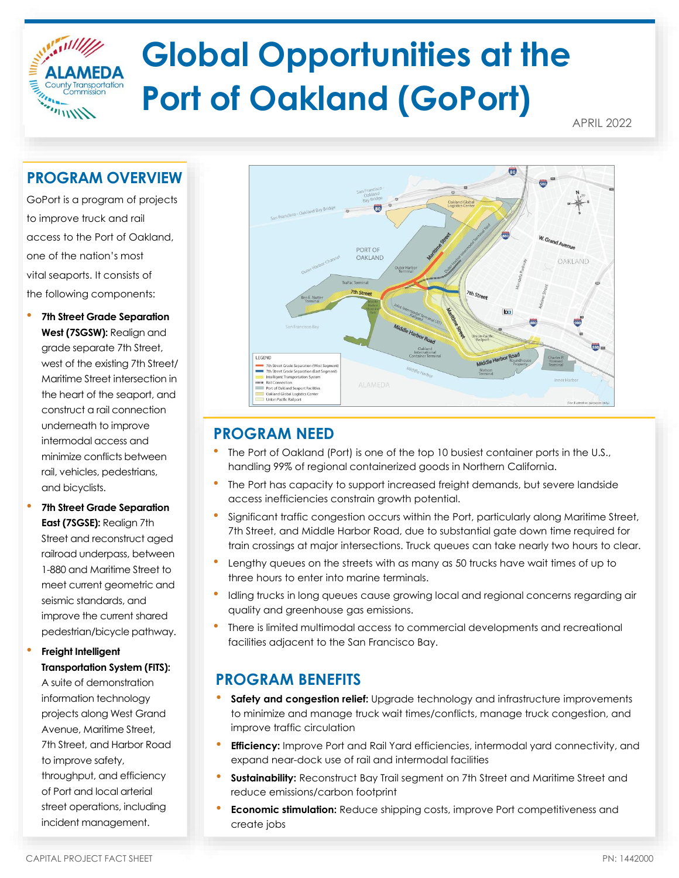# Global Opportunities at the Port of Oakland (GoPort)

APRIL 2022

## PROGRAM OVERVIEW

GoPort is a program of projects to improve truck and rail access to the Port of Oakland, one of the nation's most vital seaports. It consists of the following components:

- **7th Street Grade Separation West (7SGSW):** Realign and grade separate 7th Street, west of the existing 7th Street/ Maritime Street intersection in the heart of the seaport, and construct a rail connection underneath to improve intermodal access and minimize conflicts between rail, vehicles, pedestrians, and bicyclists.
- **7th Street Grade Separation East (7SGSE):** Realign 7th Street and reconstruct aged railroad underpass, between 1-880 and Maritime Street to meet current geometric and seismic standards, and improve the current shared pedestrian/bicycle pathway.
- **Freight Intelligent Transportation System (FITS):** A suite of demonstration information technology projects along West Grand Avenue, Maritime Street, 7th Street, and Harbor Road to improve safety, throughput, and efficiency of Port and local arterial street operations, including incident management.

## PROGRAM NEED

- The Port of Oakland (Port) is one of the top 10 busiest container ports in the U.S., handling 99% of regional containerized goods in Northern California.
- The Port has capacity to support increased freight demands, but severe landside access inefficiencies constrain growth potential.
- Significant traffic congestion occurs within the Port, particularly along Maritime Street, 7th Street, and Middle Harbor Road, due to substantial gate down time required for train crossings at major intersections. Truck queues can take nearly two hours to clear.
- Lengthy queues on the streets with as many as 50 trucks have wait times of up to three hours to enter into marine terminals.
- Idling trucks in long queues cause growing local and regional concerns regarding air quality and greenhouse gas emissions.
- There is limited multimodal access to commercial developments and recreational facilities adjacent to the San Francisco Bay.

## PROGRAM BENEFITS

- **Safety and congestion relief:** Upgrade technology and infrastructure improvements to minimize and manage truck wait times/conflicts, manage truck congestion, and improve traffic circulation
- **Efficiency:** Improve Port and Rail Yard efficiencies, intermodal yard connectivity, and expand near-dock use of rail and intermodal facilities
- **Sustainability:** Reconstruct Bay Trail segment on 7th Street and Maritime Street and reduce emissions/carbon footprint
- **Economic stimulation:** Reduce shipping costs, improve Port competitiveness and create jobs

CAPITAL PROJECT FACT SHEET PN: 1442000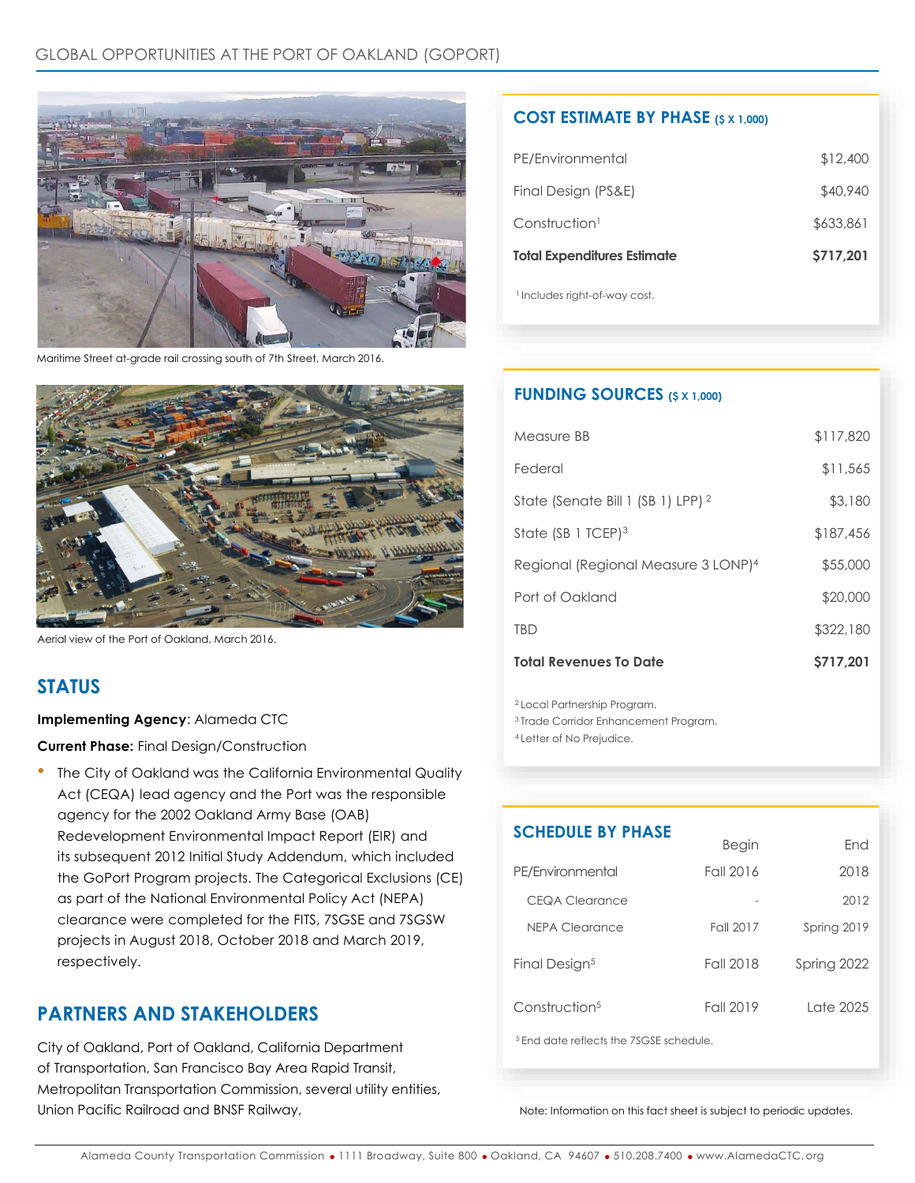Maritime Street at-grade rail crossing south of 7th Street, March 2016.

Aerial view of the Port of Oakland, March 2016.

## STATUS

**Implementing Agency**: Alameda CTC

**Current Phase:** Final Design/Construction

- The City of Oakland was the California Environmental Quality Act (CEQA) lead agency and the Port was the responsible agency for the 2002 Oakland Army Base (OAB) Redevelopment Environmental Impact Report (EIR) and its subsequent 2012 Initial Study Addendum, which included the GoPort Program projects. The Categorical Exclusions (CE) as part of the National Environmental Policy Act (NEPA) clearance were completed for the FITS, 7SGSE and 7SGSW projects in August 2018, October 2018 and March 2019, respectively.

## PARTNERS AND STAKEHOLDERS

City of Oakland, Port of Oakland, California Department of Transportation, San Francisco Bay Area Rapid Transit, Metropolitan Transportation Commission, several utility entities, Union Pacific Railroad and BNSF Railway,

## COST ESTIMATE BY PHASE ($ X 1,000)

| | |
|---|---|
| PE/Environmental | $12,400 |
| Final Design (PS&E) | $40,940 |
| Construction[1] | $633,861 |
| **Total Expenditures Estimate** | **$717,201** |

[1] Includes right-of-way cost.

## FUNDING SOURCES ($ X 1,000)

| | |
|---|---|
| Measure BB | $117,820 |
| Federal | $11,565 |
| State (Senate Bill 1 (SB 1) LPP) [2] | $3,180 |
| State (SB 1 TCEP)[3] | $187,456 |
| Regional (Regional Measure 3 LONP)[4] | $55,000 |
| Port of Oakland | $20,000 |
| TBD | $322,180 |
| **Total Revenues To Date** | **$717,201** |

[2] Local Partnership Program.
[3] Trade Corridor Enhancement Program.
[4] Letter of No Prejudice.

## SCHEDULE BY PHASE

| | Begin | End |
|---|---|---|
| PE/Environmental | Fall 2016 | 2018 |
| CEQA Clearance | - | 2012 |
| NEPA Clearance | Fall 2017 | Spring 2019 |
| Final Design[5] | Fall 2018 | Spring 2022 |
| Construction[5] | Fall 2019 | Late 2025 |

[5] End date reflects the 7SGSE schedule.

Note: Information on this fact sheet is subject to periodic updates.